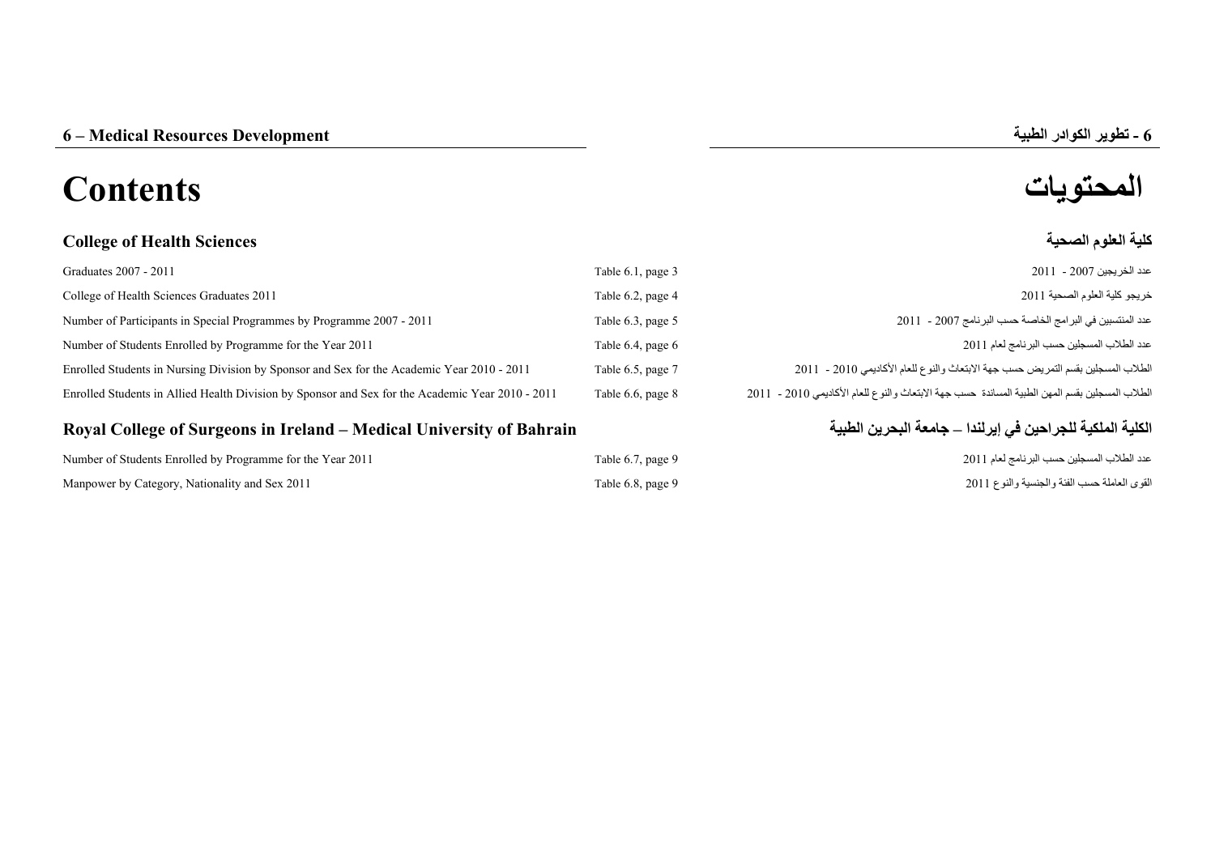# 6 – Medical Resources Development

# 6 - تطوير الكوادر الطبية

# Contents

# المحتويات

## College of Health Sciences

## كلية العلوم الصحية

| | | |
|---|---|---|
| Graduates 2007 - 2011 | Table 6.1, page 3 | عدد الخريجين 2007 - 2011 |
| College of Health Sciences Graduates 2011 | Table 6.2, page 4 | خريجو كلية العلوم الصحية 2011 |
| Number of Participants in Special Programmes by Programme 2007 - 2011 | Table 6.3, page 5 | عدد المنتسبين في البرامج الخاصة حسب البرنامج 2007 - 2011 |
| Number of Students Enrolled by Programme for the Year 2011 | Table 6.4, page 6 | عدد الطلاب المسجلين حسب البرنامج لعام 2011 |
| Enrolled Students in Nursing Division by Sponsor and Sex for the Academic Year 2010 - 2011 | Table 6.5, page 7 | الطلاب المسجلين بقسم التمريض حسب جهة الابتعاث والنوع للعام الأكاديمي 2010 - 2011 |
| Enrolled Students in Allied Health Division by Sponsor and Sex for the Academic Year 2010 - 2011 | Table 6.6, page 8 | الطلاب المسجلين بقسم المهن الطبية المساندة حسب جهة الابتعاث والنوع للعام الأكاديمي 2010 - 2011 |

## Royal College of Surgeons in Ireland – Medical University of Bahrain

## الكلية الملكية للجراحين في إيرلندا – جامعة البحرين الطبية

| | | |
|---|---|---|
| Number of Students Enrolled by Programme for the Year 2011 | Table 6.7, page 9 | عدد الطلاب المسجلين حسب البرنامج لعام 2011 |
| Manpower by Category, Nationality and Sex 2011 | Table 6.8, page 9 | القوى العاملة حسب الفئة والجنسية والنوع 2011 |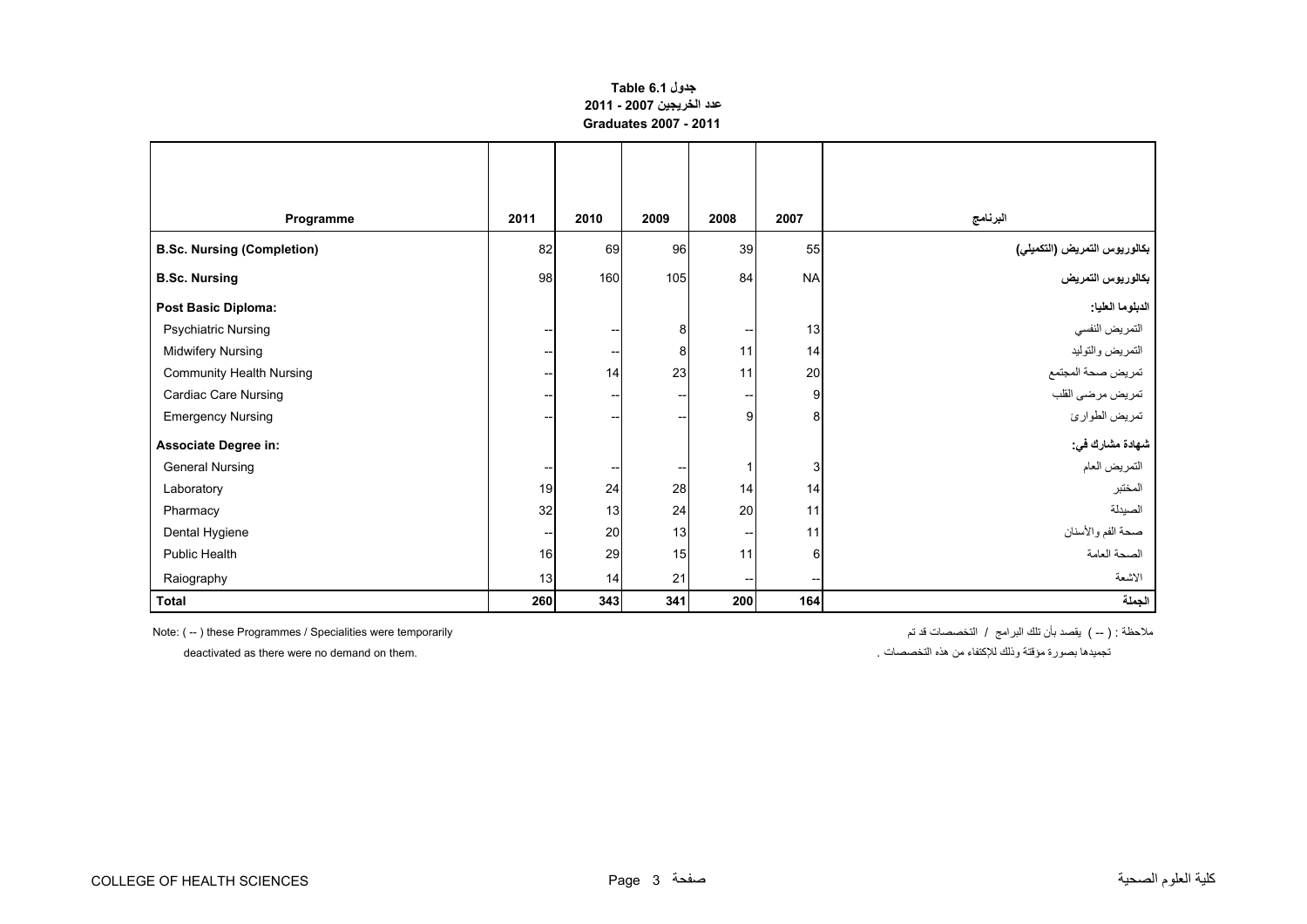**جدول 6.1 Table**

**عدد الخريجين 2007 - 2011**

**Graduates 2007 - 2011**

| Programme | 2011 | 2010 | 2009 | 2008 | 2007 | البرنامج |
|---|---|---|---|---|---|---|
| **B.Sc. Nursing (Completion)** | 82 | 69 | 96 | 39 | 55 | **بكالوريوس التمريض (التكميلي)** |
| **B.Sc. Nursing** | 98 | 160 | 105 | 84 | NA | **بكالوريوس التمريض** |
| **Post Basic Diploma:** | | | | | | **الدبلوما العليا:** |
| Psychiatric Nursing | -- | -- | 8 | -- | 13 | التمريض النفسي |
| Midwifery Nursing | -- | -- | 8 | 11 | 14 | التمريض والتوليد |
| Community Health Nursing | -- | 14 | 23 | 11 | 20 | تمريض صحة المجتمع |
| Cardiac Care Nursing | -- | -- | -- | -- | 9 | تمريض مرضى القلب |
| Emergency Nursing | -- | -- | -- | 9 | 8 | تمريض الطوارئ |
| **Associate Degree in:** | | | | | | **شهادة مشارك في:** |
| General Nursing | -- | -- | -- | 1 | 3 | التمريض العام |
| Laboratory | 19 | 24 | 28 | 14 | 14 | المختبر |
| Pharmacy | 32 | 13 | 24 | 20 | 11 | الصيدلة |
| Dental Hygiene | -- | 20 | 13 | -- | 11 | صحة الفم والأسنان |
| Public Health | 16 | 29 | 15 | 11 | 6 | الصحة العامة |
| Raiography | 13 | 14 | 21 | -- | -- | الاشعة |
| **Total** | **260** | **343** | **341** | **200** | **164** | **الجملة** |

Note: ( -- ) these Programmes / Specialities were temporarily deactivated as there were no demand on them.

ملاحظة : ( -- ) يقصد بأن تلك البرامج / التخصصات قد تم تجميدها بصورة مؤقتة وذلك للإكتفاء من هذه التخصصات .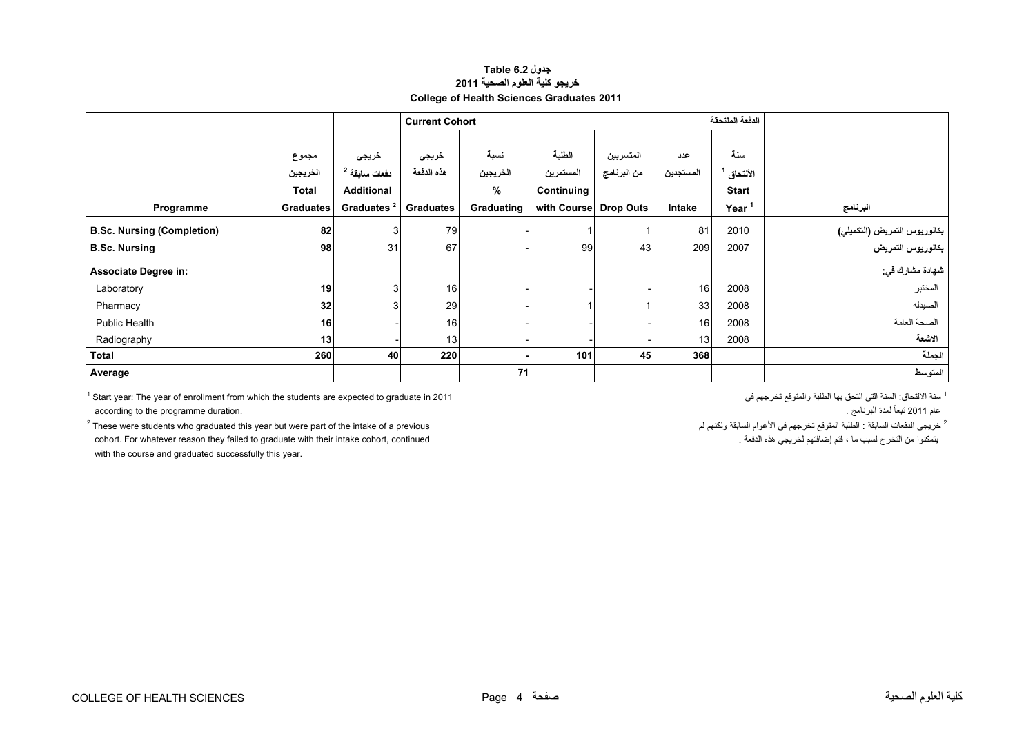**جدول Table 6.2**

**خريجو كلية العلوم الصحية 2011**

**College of Health Sciences Graduates 2011**

| Programme | مجموع الخريجين Total Graduates | خريجي دفعات سابقة [2] Additional Graduates [2] | Current Cohort خريجي هذه الدفعة Graduates | نسبة الخريجين % Graduating | الطلبة المستمرين Continuing with Course | المتسربين من البرنامج Drop Outs | عدد المستجدين Intake | الدفعة الملتحقة سنة الألتحاق [1] Start Year [1] | البرنامج |
|---|---|---|---|---|---|---|---|---|---|
| **B.Sc. Nursing (Completion)** | **82** | 3 | 79 | - | 1 | 1 | 81 | 2010 | **بكالوريوس التمريض (التكميلي)** |
| **B.Sc. Nursing** | **98** | 31 | 67 | - | 99 | 43 | 209 | 2007 | **بكالوريوس التمريض** |
| **Associate Degree in:** | | | | | | | | | **شهادة مشارك في:** |
| Laboratory | **19** | 3 | 16 | - | - | - | 16 | 2008 | المختبر |
| Pharmacy | **32** | 3 | 29 | - | 1 | 1 | 33 | 2008 | الصيدله |
| Public Health | **16** | - | 16 | - | - | - | 16 | 2008 | الصحة العامة |
| Radiography | **13** | - | 13 | - | - | - | 13 | 2008 | الاشعة |
| **Total** | **260** | **40** | **220** | **-** | **101** | **45** | **368** | | **الجملة** |
| **Average** | | | | **71** | | | | | **المتوسط** |

[1] Start year: The year of enrollment from which the students are expected to graduate in 2011 according to the programme duration.

[2] These were students who graduated this year but were part of the intake of a previous cohort. For whatever reason they failed to graduate with their intake cohort, continued with the course and graduated successfully this year.

[1] سنة الالتحاق: السنة التي التحق بها الطلبة والمتوقع تخرجهم في عام 2011 تبعاً لمدة البرنامج .

[2] خريجي الدفعات السابقة : الطلبة المتوقع تخرجهم في الأعوام السابقة ولكنهم لم يتمكنوا من التخرج لسبب ما ، فتم إضافتهم لخريجي هذه الدفعة .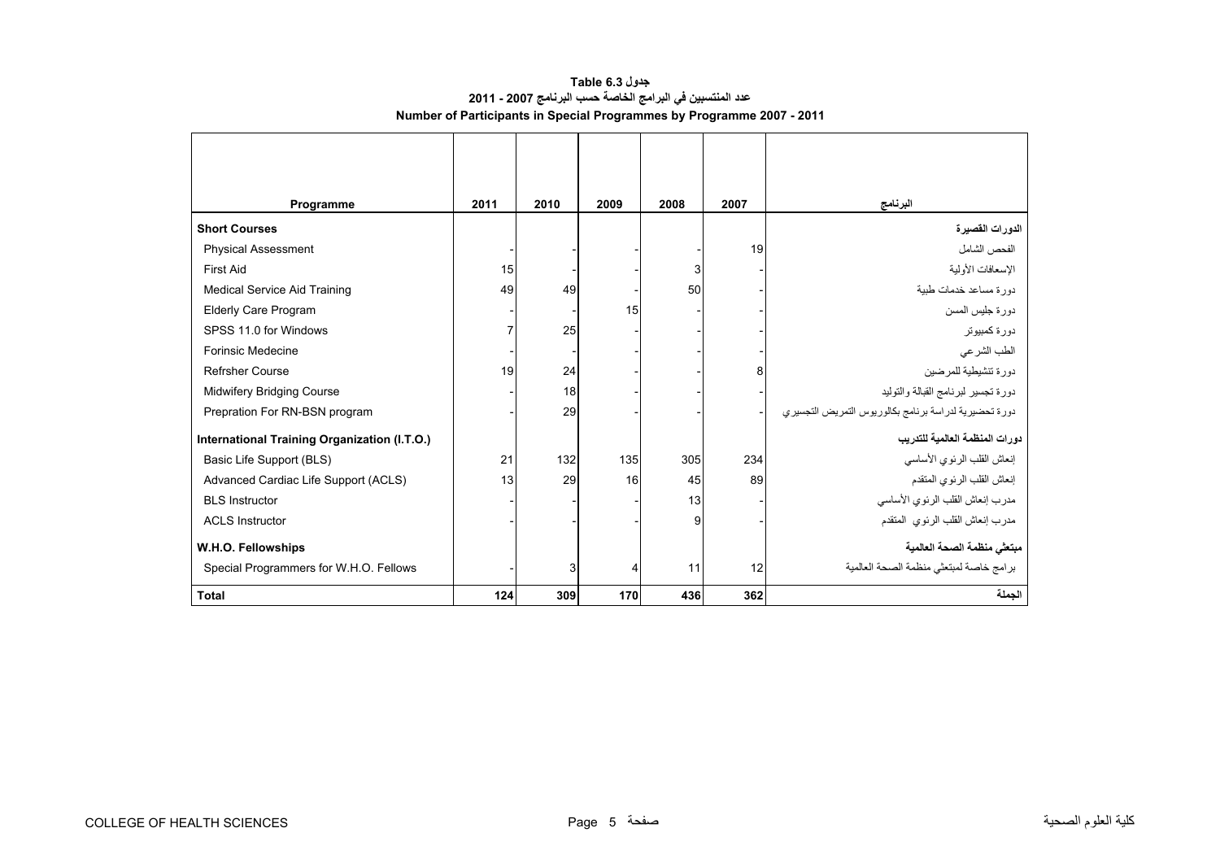**جدول 6.3 Table**

**عدد المنتسبين في البرامج الخاصة حسب البرنامج 2007 - 2011**

**Number of Participants in Special Programmes by Programme 2007 - 2011**

| Programme | 2011 | 2010 | 2009 | 2008 | 2007 | البرنامج |
|---|---|---|---|---|---|---|
| **Short Courses** | | | | | | **الدورات القصيرة** |
| Physical Assessment | - | - | - | - | 19 | الفحص الشامل |
| First Aid | 15 | - | - | 3 | - | الإسعافات الأولية |
| Medical Service Aid Training | 49 | 49 | - | 50 | - | دورة مساعد خدمات طبية |
| Elderly Care Program | - | - | 15 | - | - | دورة جليس المسن |
| SPSS 11.0 for Windows | 7 | 25 | - | - | - | دورة كمبيوتر |
| Forinsic Medecine | - | - | - | - | - | الطب الشرعي |
| Refrsher Course | 19 | 24 | - | - | 8 | دورة تنشيطية للمرضين |
| Midwifery Bridging Course | - | 18 | - | - | - | دورة تجسير لبرنامج القبالة والتوليد |
| Prepration For RN-BSN program | - | 29 | - | - | - | دورة تحضيرية لدراسة برنامج بكالوريوس التمريض التجسيري |
| **International Training Organization (I.T.O.)** | | | | | | **دورات المنظمة العالمية للتدريب** |
| Basic Life Support (BLS) | 21 | 132 | 135 | 305 | 234 | إنعاش القلب الرئوي الأساسي |
| Advanced Cardiac Life Support (ACLS) | 13 | 29 | 16 | 45 | 89 | إنعاش القلب الرئوي المتقدم |
| BLS Instructor | - | - | - | 13 | - | مدرب إنعاش القلب الرئوي الأساسي |
| ACLS Instructor | - | - | - | 9 | - | مدرب إنعاش القلب الرئوي المتقدم |
| **W.H.O. Fellowships** | | | | | | **مبتعثي منظمة الصحة العالمية** |
| Special Programmers for W.H.O. Fellows | - | 3 | 4 | 11 | 12 | برامج خاصة لمبتعثي منظمة الصحة العالمية |
| **Total** | **124** | **309** | **170** | **436** | **362** | **الجملة** |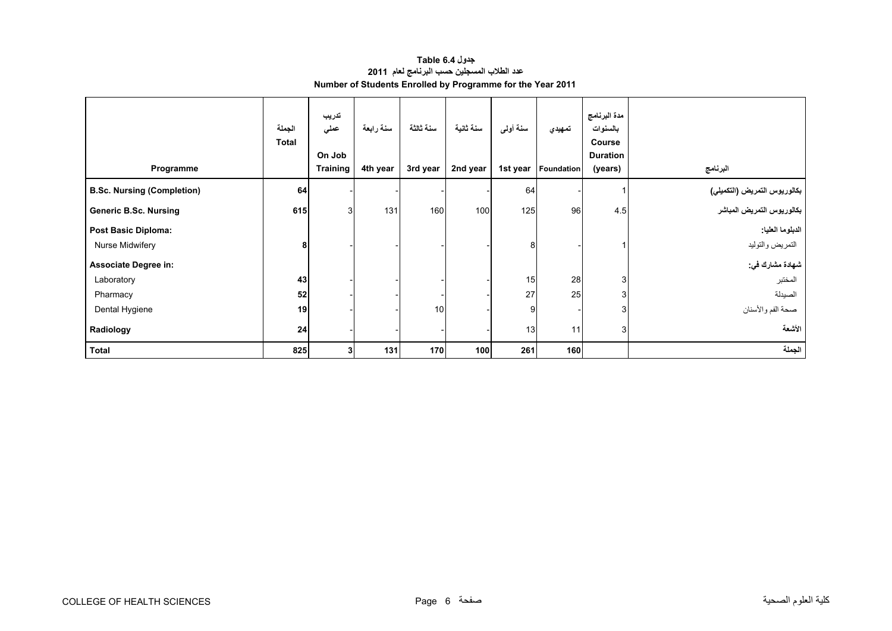**جدول 6.4 Table**

**عدد الطلاب المسجلين حسب البرنامج لعام 2011**

**Number of Students Enrolled by Programme for the Year 2011**

| Programme | الجملة Total | تدريب عملي On Job Training | سنة رابعة 4th year | سنة ثالثة 3rd year | سنة ثانية 2nd year | سنة أولى 1st year | تمهيدي Foundation | مدة البرنامج بالسنوات Course Duration (years) | البرنامج |
|---|---|---|---|---|---|---|---|---|---|
| **B.Sc. Nursing (Completion)** | **64** | - | - | - | - | 64 | - | 1 | **بكالوريوس التمريض (التكميلي)** |
| **Generic B.Sc. Nursing** | **615** | 3 | 131 | 160 | 100 | 125 | 96 | 4.5 | **بكالوريوس التمريض المباشر** |
| **Post Basic Diploma:** | | | | | | | | | **الدبلوما العليا:** |
| Nurse Midwifery | **8** | - | - | - | - | 8 | - | 1 | التمريض والتوليد |
| **Associate Degree in:** | | | | | | | | | **شهادة مشارك في:** |
| Laboratory | **43** | - | - | - | - | 15 | 28 | 3 | المختبر |
| Pharmacy | **52** | - | - | - | - | 27 | 25 | 3 | الصيدلة |
| Dental Hygiene | **19** | - | - | 10 | - | 9 | - | 3 | صحة الفم والأسنان |
| **Radiology** | **24** | - | - | - | - | 13 | 11 | 3 | **الأشعة** |
| **Total** | **825** | **3** | **131** | **170** | **100** | **261** | **160** | | **الجملة** |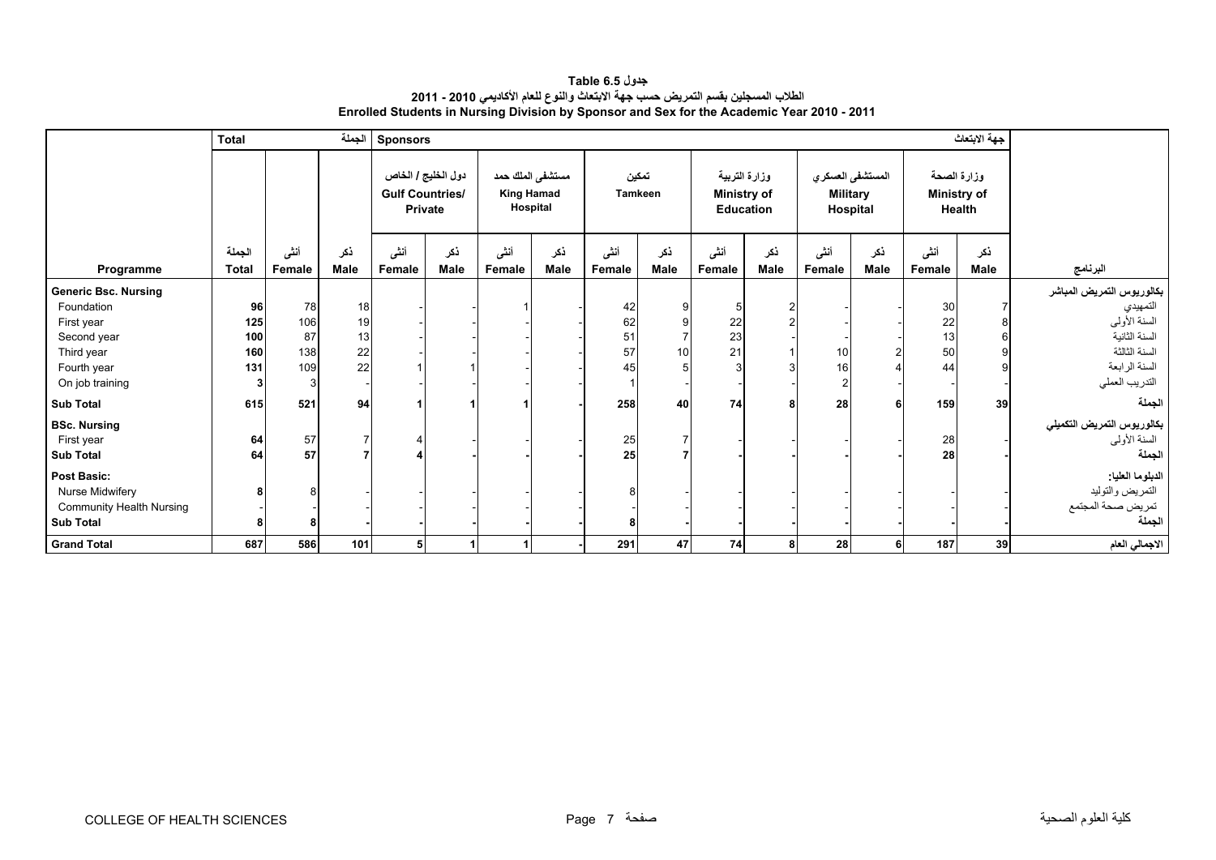# جدول Table 6.5

## الطلاب المسجلين بقسم التمريض حسب جهة الابتعاث والنوع للعام الأكاديمي 2010 - 2011

## Enrolled Students in Nursing Division by Sponsor and Sex for the Academic Year 2010 - 2011

| | Total | | الجملة | Sponsors | | | | | | | | | | | جهة الابتعاث | |
|---|---|---|---|---|---|---|---|---|---|---|---|---|---|---|---|---|
| | | | | دول الخليج / الخاص Gulf Countries/ Private | | مستشفى الملك حمد King Hamad Hospital | | تمكين Tamkeen | | وزارة التربية Ministry of Education | | المستشفى العسكري Military Hospital | | وزارة الصحة Ministry of Health | | |
| Programme | الجملة Total | أنثى Female | ذكر Male | أنثى Female | ذكر Male | أنثى Female | ذكر Male | أنثى Female | ذكر Male | أنثى Female | ذكر Male | أنثى Female | ذكر Male | أنثى Female | ذكر Male | البرنامج |
| **Generic Bsc. Nursing** | | | | | | | | | | | | | | | | **بكالوريوس التمريض المباشر** |
| Foundation | **96** | 78 | 18 | - | - | 1 | - | 42 | 9 | 5 | 2 | - | - | 30 | 7 | التمهيدي |
| First year | **125** | 106 | 19 | - | - | - | - | 62 | 9 | 22 | 2 | - | - | 22 | 8 | السنة الأولى |
| Second year | **100** | 87 | 13 | - | - | - | - | 51 | 7 | 23 | - | - | - | 13 | 6 | السنة الثانية |
| Third year | **160** | 138 | 22 | - | - | - | - | 57 | 10 | 21 | 1 | 10 | 2 | 50 | 9 | السنة الثالثة |
| Fourth year | **131** | 109 | 22 | 1 | 1 | - | - | 45 | 5 | 3 | 3 | 16 | 4 | 44 | 9 | السنة الرابعة |
| On job training | **3** | 3 | - | - | - | - | - | 1 | - | - | - | 2 | - | - | - | التدريب العملي |
| **Sub Total** | **615** | **521** | **94** | **1** | **1** | **1** | **-** | **258** | **40** | **74** | **8** | **28** | **6** | **159** | **39** | **الجملة** |
| **BSc. Nursing** | | | | | | | | | | | | | | | | **بكالوريوس التمريض التكميلي** |
| First year | **64** | 57 | 7 | 4 | - | - | - | 25 | 7 | - | - | - | - | 28 | - | السنة الأولى |
| **Sub Total** | **64** | **57** | **7** | **4** | **-** | **-** | **-** | **25** | **7** | **-** | **-** | **-** | **-** | **28** | **-** | **الجملة** |
| **Post Basic:** | | | | | | | | | | | | | | | | **الدبلوما العليا:** |
| Nurse Midwifery | **8** | 8 | - | - | - | - | - | 8 | - | - | - | - | - | - | - | التمريض والتوليد |
| Community Health Nursing | - | - | - | - | - | - | - | - | - | - | - | - | - | - | - | تمريض صحة المجتمع |
| **Sub Total** | **8** | **8** | **-** | **-** | **-** | **-** | **-** | **8** | **-** | **-** | **-** | **-** | **-** | **-** | **-** | **الجملة** |
| **Grand Total** | **687** | **586** | **101** | **5** | **1** | **1** | **-** | **291** | **47** | **74** | **8** | **28** | **6** | **187** | **39** | **الاجمالي العام** |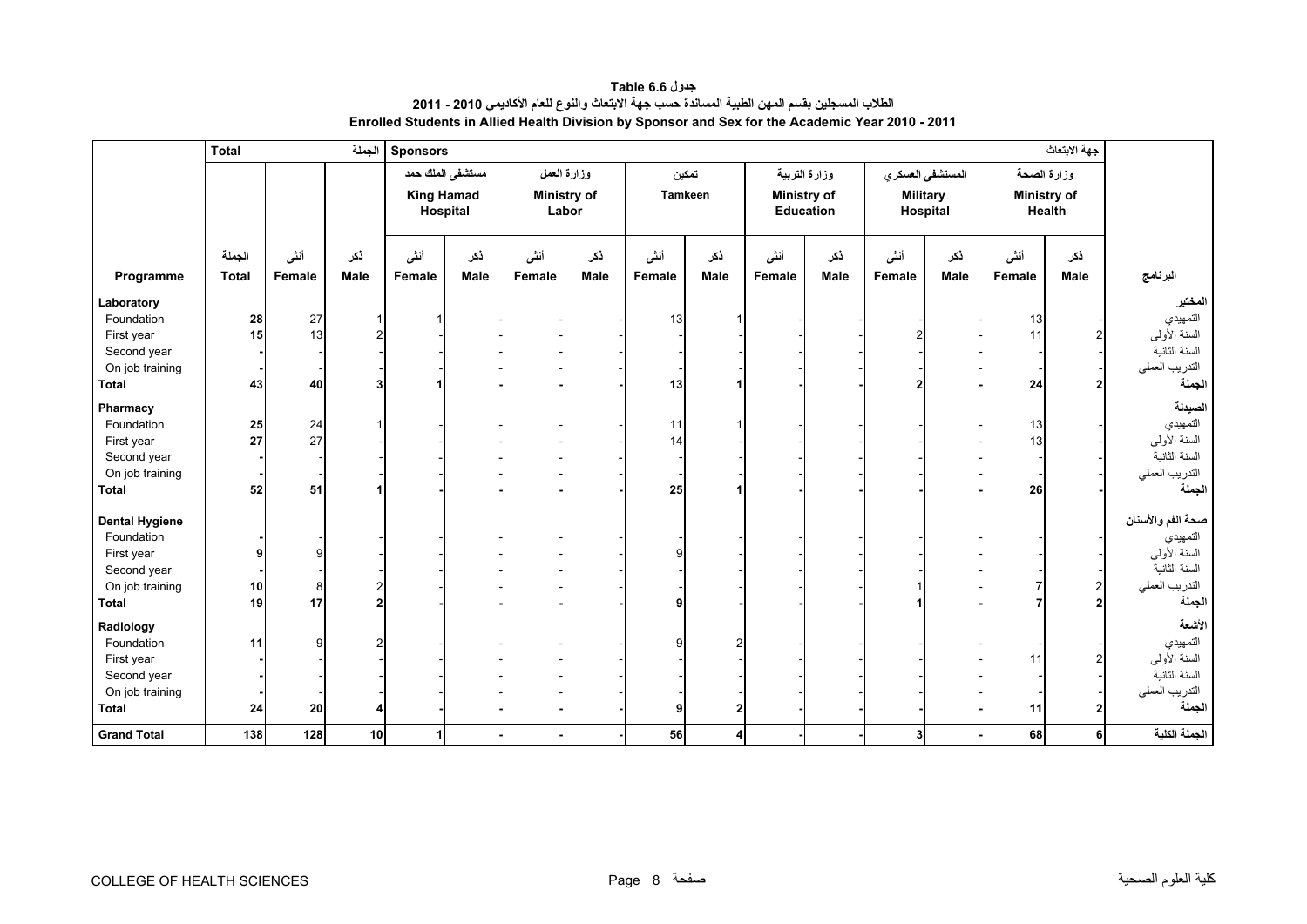**جدول Table 6.6**

**الطلاب المسجلين بقسم المهن الطبية المساندة حسب جهة الابتعاث والنوع للعام الأكاديمي 2010 - 2011**

**Enrolled Students in Allied Health Division by Sponsor and Sex for the Academic Year 2010 - 2011**

| | Total | | الجملة | Sponsors | | | | | | | | | | | | | جهة الابتعاث | |
|---|---|---|---|---|---|---|---|---|---|---|---|---|---|---|---|---|
| | | | | مستشفى الملك حمد King Hamad Hospital | | وزارة العمل Ministry of Labor | | تمكين Tamkeen | | وزارة التربية Ministry of Education | | المستشفى العسكري Military Hospital | | وزارة الصحة Ministry of Health | | |
| Programme | الجملة Total | أنثى Female | ذكر Male | أنثى Female | ذكر Male | أنثى Female | ذكر Male | أنثى Female | ذكر Male | أنثى Female | ذكر Male | أنثى Female | ذكر Male | أنثى Female | ذكر Male | البرنامج |
| **Laboratory** | | | | | | | | | | | | | | | | **المختبر** |
| Foundation | **28** | 27 | 1 | 1 | - | - | - | 13 | 1 | - | - | - | - | 13 | - | التمهيدي |
| First year | **15** | 13 | 2 | - | - | - | - | - | - | - | - | 2 | - | 11 | 2 | السنة الأولى |
| Second year | **-** | - | - | - | - | - | - | - | - | - | - | - | - | - | - | السنة الثانية |
| On job training | **-** | - | - | - | - | - | - | - | - | - | - | - | - | - | - | التدريب العملي |
| **Total** | **43** | **40** | **3** | **1** | **-** | **-** | **-** | **13** | **1** | **-** | **-** | **2** | **-** | **24** | **2** | **الجملة** |
| **Pharmacy** | | | | | | | | | | | | | | | | **الصيدلة** |
| Foundation | **25** | 24 | 1 | - | - | - | - | 11 | 1 | - | - | - | - | 13 | - | التمهيدي |
| First year | **27** | 27 | - | - | - | - | - | 14 | - | - | - | - | - | 13 | - | السنة الأولى |
| Second year | **-** | - | - | - | - | - | - | - | - | - | - | - | - | - | - | السنة الثانية |
| On job training | **-** | - | - | - | - | - | - | - | - | - | - | - | - | - | - | التدريب العملي |
| **Total** | **52** | **51** | **1** | **-** | **-** | **-** | **-** | **25** | **1** | **-** | **-** | **-** | **-** | **26** | **-** | **الجملة** |
| **Dental Hygiene** | | | | | | | | | | | | | | | | **صحة الفم والأسنان** |
| Foundation | **-** | - | - | - | - | - | - | - | - | - | - | - | - | - | - | التمهيدي |
| First year | **9** | 9 | - | - | - | - | - | 9 | - | - | - | - | - | - | - | السنة الأولى |
| Second year | **-** | - | - | - | - | - | - | - | - | - | - | - | - | - | - | السنة الثانية |
| On job training | **10** | 8 | 2 | - | - | - | - | - | - | - | - | 1 | - | 7 | 2 | التدريب العملي |
| **Total** | **19** | **17** | **2** | **-** | **-** | **-** | **-** | **9** | **-** | **-** | **-** | **1** | **-** | **7** | **2** | **الجملة** |
| **Radiology** | | | | | | | | | | | | | | | | **الأشعة** |
| Foundation | **11** | 9 | 2 | - | - | - | - | 9 | 2 | - | - | - | - | - | - | التمهيدي |
| First year | **-** | - | - | - | - | - | - | - | - | - | - | - | - | 11 | 2 | السنة الأولى |
| Second year | **-** | - | - | - | - | - | - | - | - | - | - | - | - | - | - | السنة الثانية |
| On job training | **-** | - | - | - | - | - | - | - | - | - | - | - | - | - | - | التدريب العملي |
| **Total** | **24** | **20** | **4** | **-** | **-** | **-** | **-** | **9** | **2** | **-** | **-** | **-** | **-** | **11** | **2** | **الجملة** |
| **Grand Total** | **138** | **128** | **10** | **1** | **-** | **-** | **-** | **56** | **4** | **-** | **-** | **3** | **-** | **68** | **6** | **الجملة الكلية** |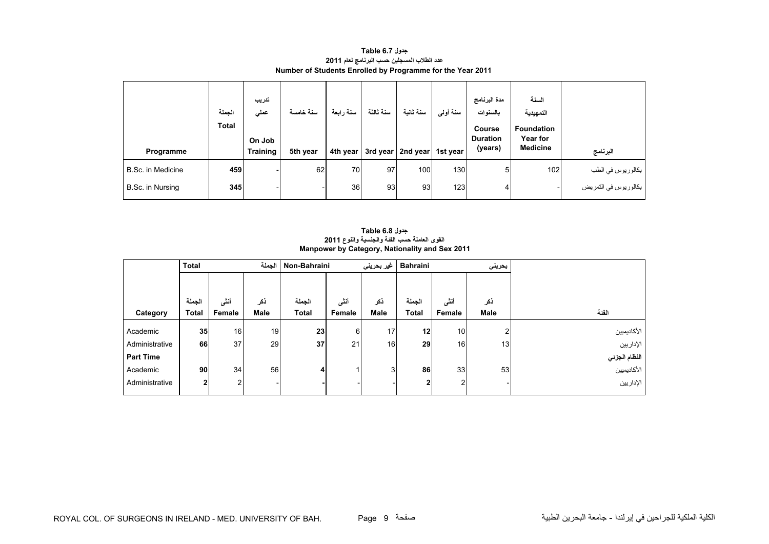**Table 6.7 جدول**

**عدد الطلاب المسجلين حسب البرنامج لعام 2011**

**Number of Students Enrolled by Programme for the Year 2011**

| Programme | الجملة Total | تدريب عملي On Job Training | سنة خامسة 5th year | سنة رابعة 4th year | سنة ثالثة 3rd year | سنة ثانية 2nd year | سنة أولى 1st year | مدة البرنامج بالسنوات Course Duration (years) | السنة التمهيدية Foundation Year for Medicine | البرنامج |
|---|---|---|---|---|---|---|---|---|---|---|
| B.Sc. in Medicine | **459** | - | 62 | 70 | 97 | 100 | 130 | 5 | 102 | بكالوريوس في الطب |
| B.Sc. in Nursing | **345** | - | - | 36 | 93 | 93 | 123 | 4 | - | بكالوريوس في التمريض |

**Table 6.8 جدول**

**القوى العاملة حسب الفئة والجنسية والنوع 2011**

**Manpower by Category, Nationality and Sex 2011**

| | Total | | الجملة | Non-Bahraini | | غير بحريني | Bahraini | | بحريني | |
|---|---|---|---|---|---|---|---|---|---|---|
| Category | الجملة Total | أنثى Female | ذكر Male | الجملة Total | أنثى Female | ذكر Male | الجملة Total | أنثى Female | ذكر Male | الفئة |
| Academic | **35** | 16 | 19 | **23** | 6 | 17 | **12** | 10 | 2 | الأكاديميين |
| Administrative | **66** | 37 | 29 | **37** | 21 | 16 | **29** | 16 | 13 | الإداريين |
| **Part Time** | | | | | | | | | | **النظام الجزئي** |
| Academic | **90** | 34 | 56 | **4** | 1 | 3 | **86** | 33 | 53 | الأكاديميين |
| Administrative | **2** | 2 | - | **-** | - | - | **2** | 2 | - | الإداريين |